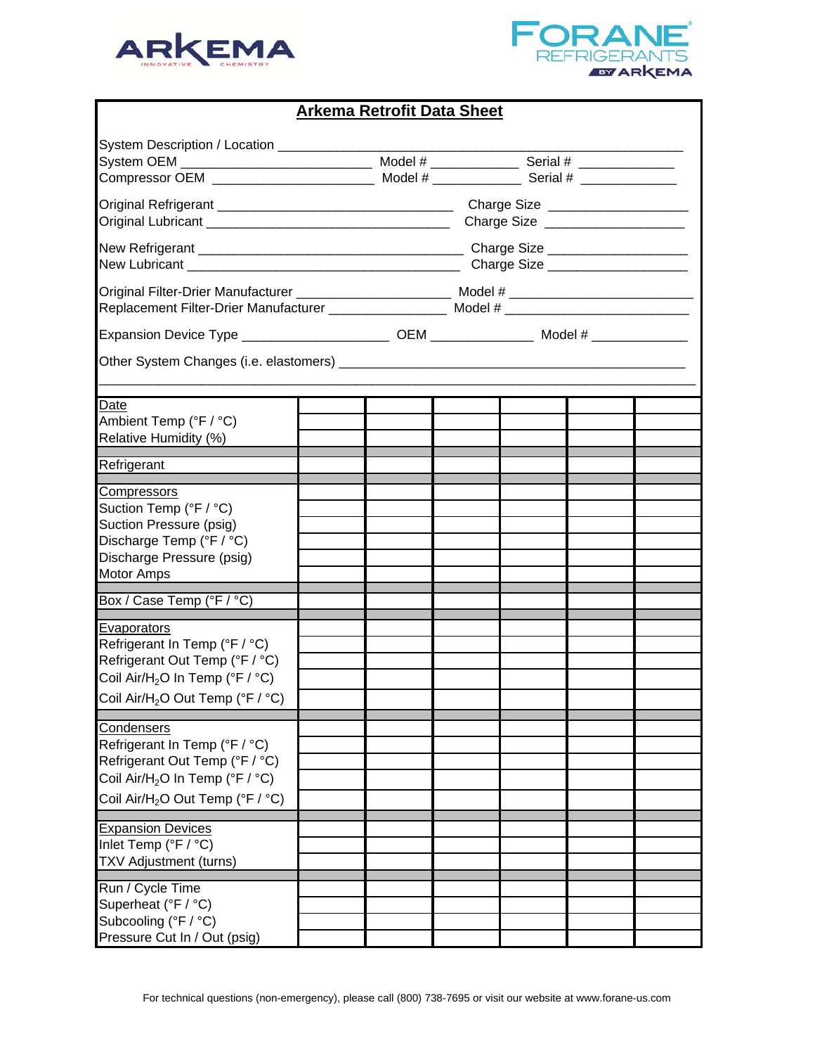ARKEMA INNOVATIVE CHEMISTRY

FORANE REFRIGERANTS BY ARKEMA

# Arkema Retrofit Data Sheet

System Description / Location ______________________________________________________

System OEM ___________________________ Model # _____________ Serial # _____________

Compressor OEM _______________________ Model # _____________ Serial # _____________

Original Refrigerant __________________________________ Charge Size ___________________

Original Lubricant ___________________________________ Charge Size ___________________

New Refrigerant _____________________________________ Charge Size ___________________

New Lubricant _______________________________________ Charge Size ___________________

Original Filter-Drier Manufacturer _____________________ Model # _________________________

Replacement Filter-Drier Manufacturer _________________ Model # _________________________

Expansion Device Type _____________________ OEM ______________ Model # _____________

Other System Changes (i.e. elastomers) ________________________________________________

_________________________________________________________________________________

| Date | | | | | | |
|---|---|---|---|---|---|---|
| Ambient Temp (°F / °C) | | | | | | |
| Relative Humidity (%) | | | | | | |
| | | | | | | |
| Refrigerant | | | | | | |
| | | | | | | |
| Compressors | | | | | | |
| Suction Temp (°F / °C) | | | | | | |
| Suction Pressure (psig) | | | | | | |
| Discharge Temp (°F / °C) | | | | | | |
| Discharge Pressure (psig) | | | | | | |
| Motor Amps | | | | | | |
| | | | | | | |
| Box / Case Temp (°F / °C) | | | | | | |
| | | | | | | |
| Evaporators | | | | | | |
| Refrigerant In Temp (°F / °C) | | | | | | |
| Refrigerant Out Temp (°F / °C) | | | | | | |
| Coil Air/$H_2O$ In Temp (°F / °C) | | | | | | |
| Coil Air/$H_2O$ Out Temp (°F / °C) | | | | | | |
| | | | | | | |
| Condensers | | | | | | |
| Refrigerant In Temp (°F / °C) | | | | | | |
| Refrigerant Out Temp (°F / °C) | | | | | | |
| Coil Air/$H_2O$ In Temp (°F / °C) | | | | | | |
| Coil Air/$H_2O$ Out Temp (°F / °C) | | | | | | |
| | | | | | | |
| Expansion Devices | | | | | | |
| Inlet Temp (°F / °C) | | | | | | |
| TXV Adjustment (turns) | | | | | | |
| | | | | | | |
| Run / Cycle Time | | | | | | |
| Superheat (°F / °C) | | | | | | |
| Subcooling (°F / °C) | | | | | | |
| Pressure Cut In / Out (psig) | | | | | | |

For technical questions (non-emergency), please call (800) 738-7695 or visit our website at www.forane-us.com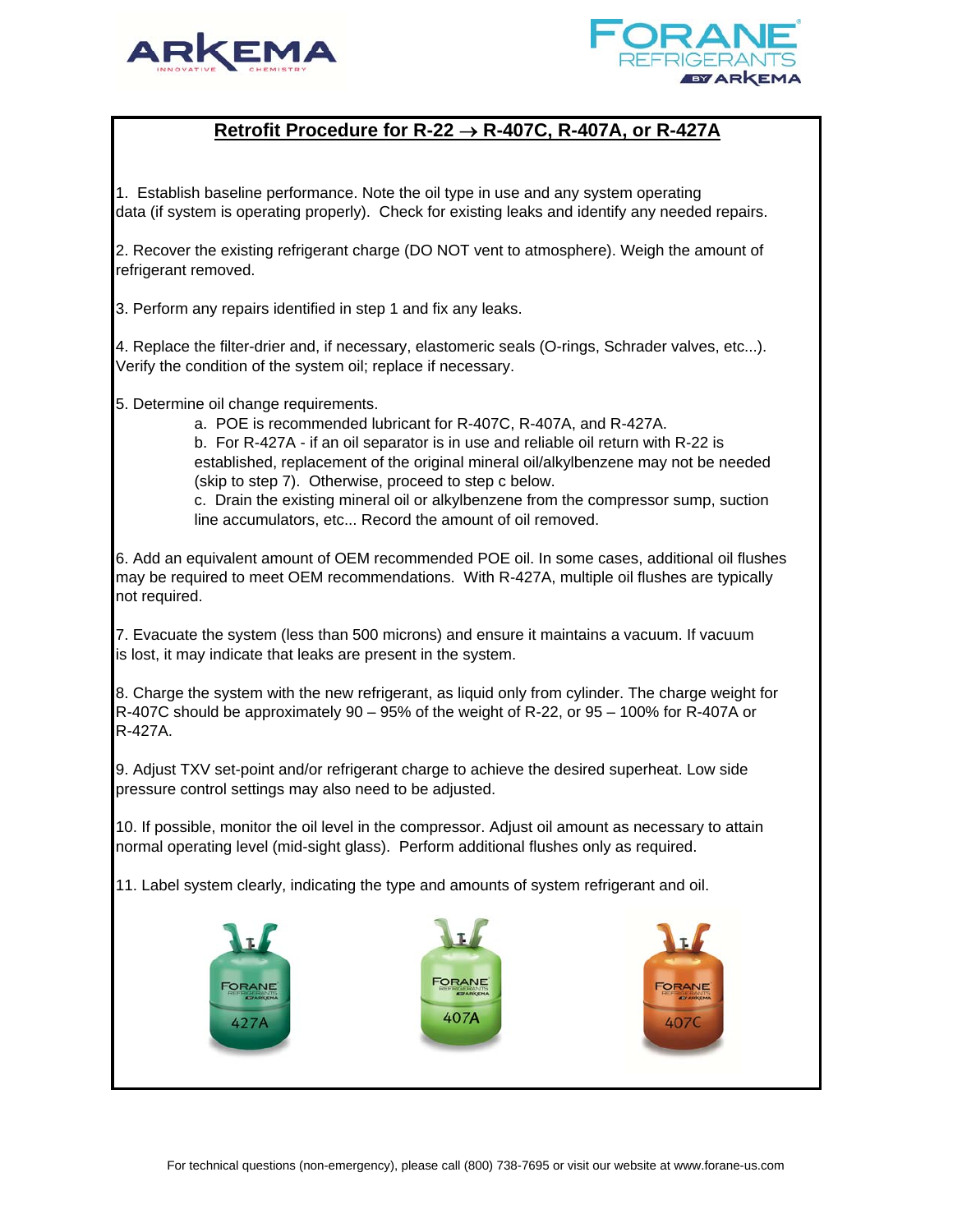## Retrofit Procedure for R-22 → R-407C, R-407A, or R-427A

1. Establish baseline performance. Note the oil type in use and any system operating data (if system is operating properly). Check for existing leaks and identify any needed repairs.

2. Recover the existing refrigerant charge (DO NOT vent to atmosphere). Weigh the amount of refrigerant removed.

3. Perform any repairs identified in step 1 and fix any leaks.

4. Replace the filter-drier and, if necessary, elastomeric seals (O-rings, Schrader valves, etc...). Verify the condition of the system oil; replace if necessary.

5. Determine oil change requirements.

   a. POE is recommended lubricant for R-407C, R-407A, and R-427A.

   b. For R-427A - if an oil separator is in use and reliable oil return with R-22 is established, replacement of the original mineral oil/alkylbenzene may not be needed (skip to step 7). Otherwise, proceed to step c below.

   c. Drain the existing mineral oil or alkylbenzene from the compressor sump, suction line accumulators, etc... Record the amount of oil removed.

6. Add an equivalent amount of OEM recommended POE oil. In some cases, additional oil flushes may be required to meet OEM recommendations. With R-427A, multiple oil flushes are typically not required.

7. Evacuate the system (less than 500 microns) and ensure it maintains a vacuum. If vacuum is lost, it may indicate that leaks are present in the system.

8. Charge the system with the new refrigerant, as liquid only from cylinder. The charge weight for R-407C should be approximately 90 – 95% of the weight of R-22, or 95 – 100% for R-407A or R-427A.

9. Adjust TXV set-point and/or refrigerant charge to achieve the desired superheat. Low side pressure control settings may also need to be adjusted.

10. If possible, monitor the oil level in the compressor. Adjust oil amount as necessary to attain normal operating level (mid-sight glass). Perform additional flushes only as required.

11. Label system clearly, indicating the type and amounts of system refrigerant and oil.

For technical questions (non-emergency), please call (800) 738-7695 or visit our website at www.forane-us.com